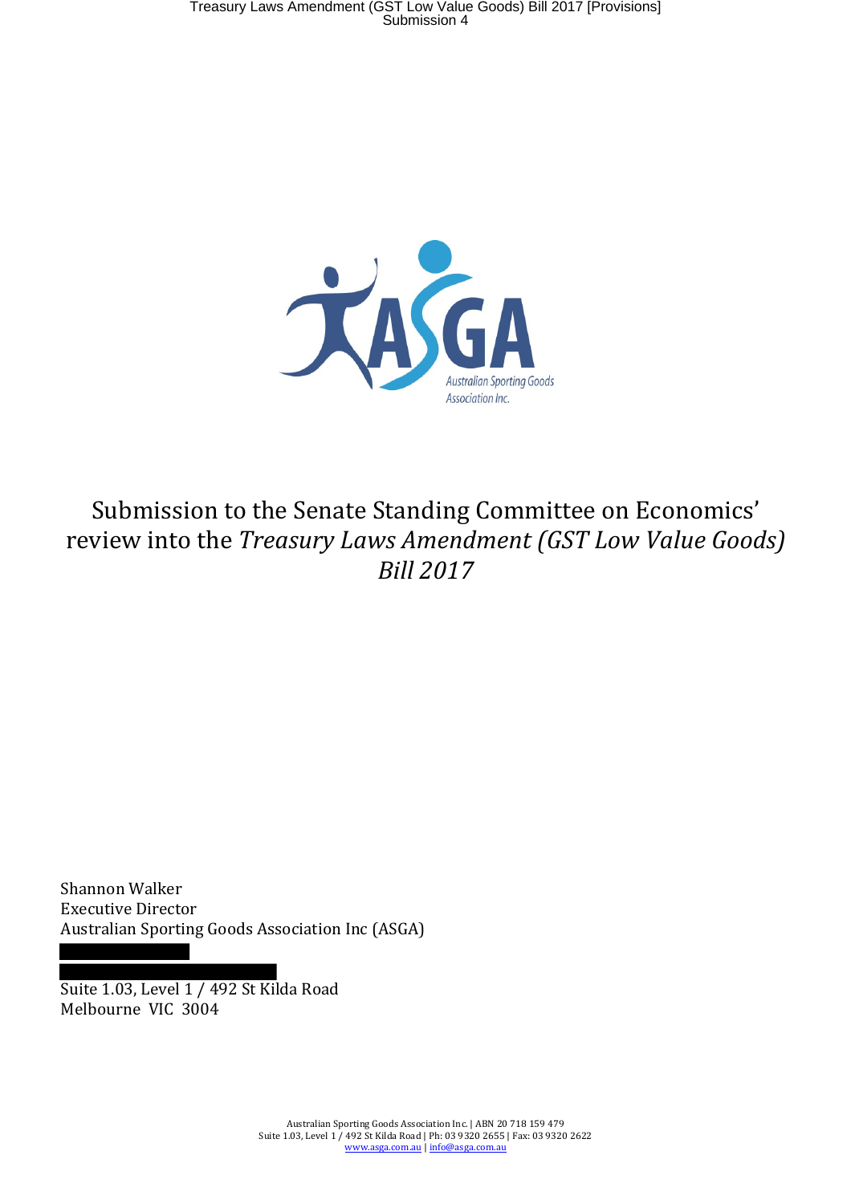ASGA

Australian Sporting Goods Association Inc.

# Submission to the Senate Standing Committee on Economics' review into the *Treasury Laws Amendment (GST Low Value Goods) Bill 2017*

Shannon Walker
Executive Director
Australian Sporting Goods Association Inc (ASGA)

Suite 1.03, Level 1 / 492 St Kilda Road
Melbourne VIC 3004

Australian Sporting Goods Association Inc. | ABN 20 718 159 479
Suite 1.03, Level 1 / 492 St Kilda Road | Ph: 03 9320 2655 | Fax: 03 9320 2622
www.asga.com.au | info@asga.com.au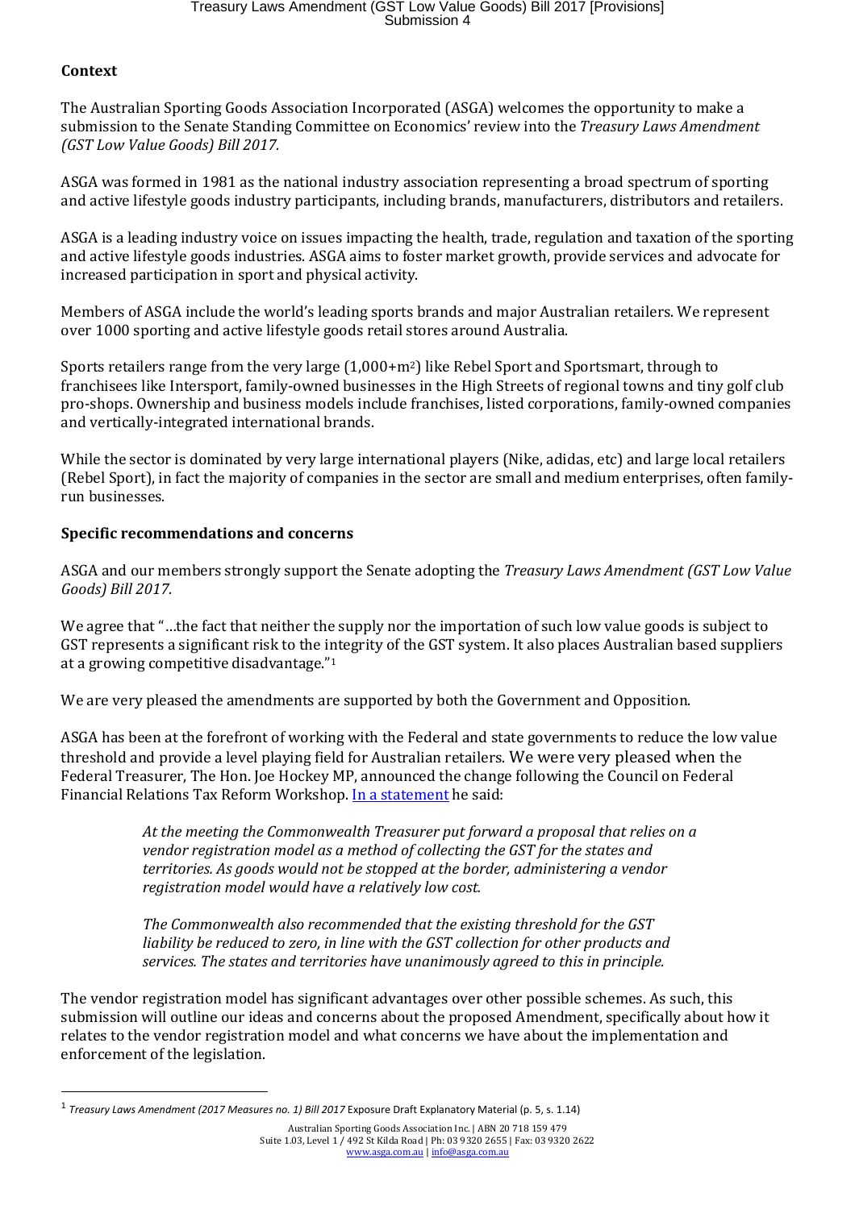**Context**

The Australian Sporting Goods Association Incorporated (ASGA) welcomes the opportunity to make a submission to the Senate Standing Committee on Economics' review into the *Treasury Laws Amendment (GST Low Value Goods) Bill 2017.*

ASGA was formed in 1981 as the national industry association representing a broad spectrum of sporting and active lifestyle goods industry participants, including brands, manufacturers, distributors and retailers.

ASGA is a leading industry voice on issues impacting the health, trade, regulation and taxation of the sporting and active lifestyle goods industries. ASGA aims to foster market growth, provide services and advocate for increased participation in sport and physical activity.

Members of ASGA include the world's leading sports brands and major Australian retailers. We represent over 1000 sporting and active lifestyle goods retail stores around Australia.

Sports retailers range from the very large (1,000+$m^2$) like Rebel Sport and Sportsmart, through to franchisees like Intersport, family-owned businesses in the High Streets of regional towns and tiny golf club pro-shops. Ownership and business models include franchises, listed corporations, family-owned companies and vertically-integrated international brands.

While the sector is dominated by very large international players (Nike, adidas, etc) and large local retailers (Rebel Sport), in fact the majority of companies in the sector are small and medium enterprises, often family-run businesses.

**Specific recommendations and concerns**

ASGA and our members strongly support the Senate adopting the *Treasury Laws Amendment (GST Low Value Goods) Bill 2017.*

We agree that "…the fact that neither the supply nor the importation of such low value goods is subject to GST represents a significant risk to the integrity of the GST system. It also places Australian based suppliers at a growing competitive disadvantage."[1]

We are very pleased the amendments are supported by both the Government and Opposition.

ASGA has been at the forefront of working with the Federal and state governments to reduce the low value threshold and provide a level playing field for Australian retailers. We were very pleased when the Federal Treasurer, The Hon. Joe Hockey MP, announced the change following the Council on Federal Financial Relations Tax Reform Workshop. In a statement he said:

> *At the meeting the Commonwealth Treasurer put forward a proposal that relies on a vendor registration model as a method of collecting the GST for the states and territories. As goods would not be stopped at the border, administering a vendor registration model would have a relatively low cost.*
>
> *The Commonwealth also recommended that the existing threshold for the GST liability be reduced to zero, in line with the GST collection for other products and services. The states and territories have unanimously agreed to this in principle.*

The vendor registration model has significant advantages over other possible schemes. As such, this submission will outline our ideas and concerns about the proposed Amendment, specifically about how it relates to the vendor registration model and what concerns we have about the implementation and enforcement of the legislation.

---

[1] *Treasury Laws Amendment (2017 Measures no. 1) Bill 2017* Exposure Draft Explanatory Material (p. 5, s. 1.14)

Australian Sporting Goods Association Inc. | ABN 20 718 159 479
Suite 1.03, Level 1 / 492 St Kilda Road | Ph: 03 9320 2655 | Fax: 03 9320 2622
www.asga.com.au | info@asga.com.au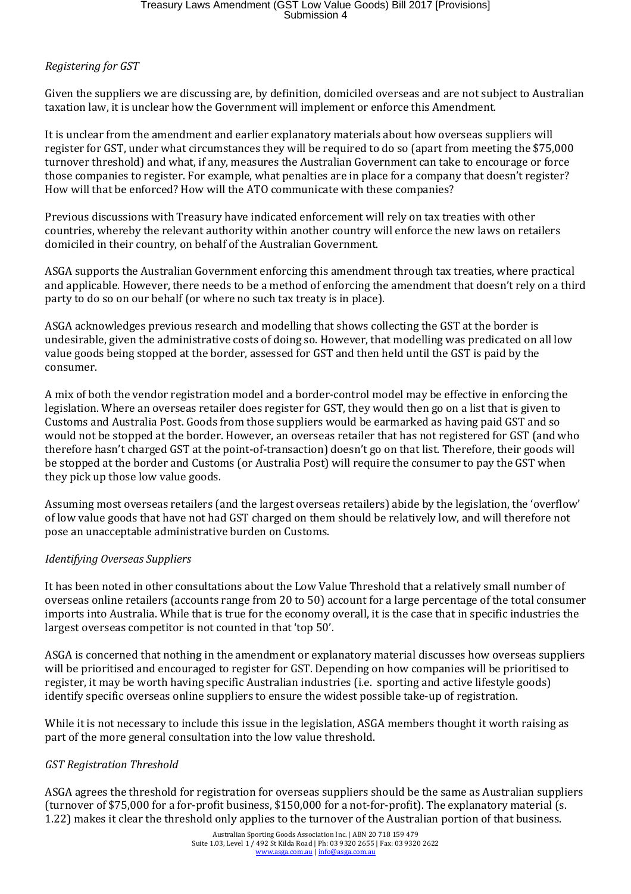*Registering for GST*

Given the suppliers we are discussing are, by definition, domiciled overseas and are not subject to Australian taxation law, it is unclear how the Government will implement or enforce this Amendment.

It is unclear from the amendment and earlier explanatory materials about how overseas suppliers will register for GST, under what circumstances they will be required to do so (apart from meeting the $75,000 turnover threshold) and what, if any, measures the Australian Government can take to encourage or force those companies to register. For example, what penalties are in place for a company that doesn't register? How will that be enforced? How will the ATO communicate with these companies?

Previous discussions with Treasury have indicated enforcement will rely on tax treaties with other countries, whereby the relevant authority within another country will enforce the new laws on retailers domiciled in their country, on behalf of the Australian Government.

ASGA supports the Australian Government enforcing this amendment through tax treaties, where practical and applicable. However, there needs to be a method of enforcing the amendment that doesn't rely on a third party to do so on our behalf (or where no such tax treaty is in place).

ASGA acknowledges previous research and modelling that shows collecting the GST at the border is undesirable, given the administrative costs of doing so. However, that modelling was predicated on all low value goods being stopped at the border, assessed for GST and then held until the GST is paid by the consumer.

A mix of both the vendor registration model and a border-control model may be effective in enforcing the legislation. Where an overseas retailer does register for GST, they would then go on a list that is given to Customs and Australia Post. Goods from those suppliers would be earmarked as having paid GST and so would not be stopped at the border. However, an overseas retailer that has not registered for GST (and who therefore hasn't charged GST at the point-of-transaction) doesn't go on that list. Therefore, their goods will be stopped at the border and Customs (or Australia Post) will require the consumer to pay the GST when they pick up those low value goods.

Assuming most overseas retailers (and the largest overseas retailers) abide by the legislation, the 'overflow' of low value goods that have not had GST charged on them should be relatively low, and will therefore not pose an unacceptable administrative burden on Customs.

*Identifying Overseas Suppliers*

It has been noted in other consultations about the Low Value Threshold that a relatively small number of overseas online retailers (accounts range from 20 to 50) account for a large percentage of the total consumer imports into Australia. While that is true for the economy overall, it is the case that in specific industries the largest overseas competitor is not counted in that 'top 50'.

ASGA is concerned that nothing in the amendment or explanatory material discusses how overseas suppliers will be prioritised and encouraged to register for GST. Depending on how companies will be prioritised to register, it may be worth having specific Australian industries (i.e. sporting and active lifestyle goods) identify specific overseas online suppliers to ensure the widest possible take-up of registration.

While it is not necessary to include this issue in the legislation, ASGA members thought it worth raising as part of the more general consultation into the low value threshold.

*GST Registration Threshold*

ASGA agrees the threshold for registration for overseas suppliers should be the same as Australian suppliers (turnover of $75,000 for a for-profit business, $150,000 for a not-for-profit). The explanatory material (s. 1.22) makes it clear the threshold only applies to the turnover of the Australian portion of that business.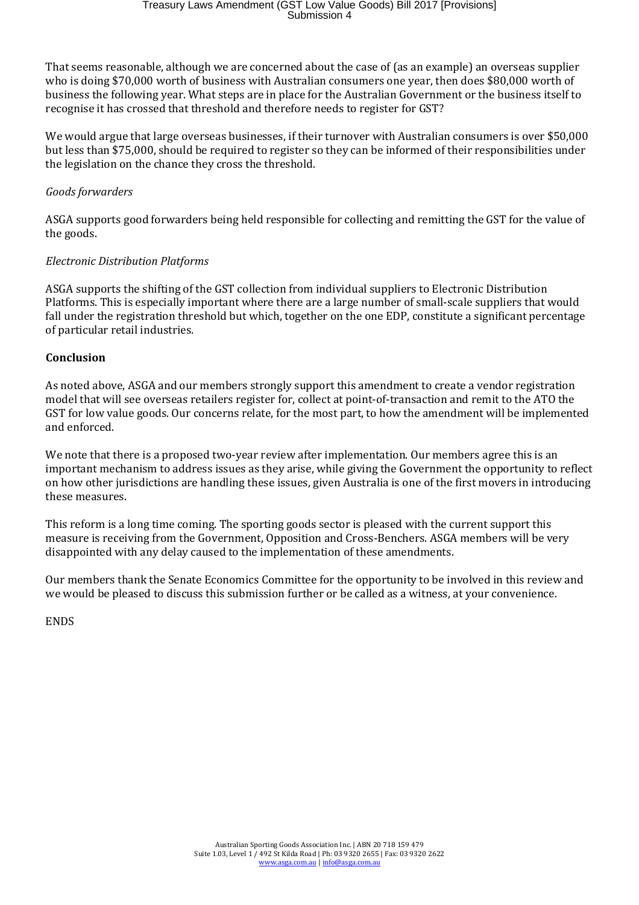That seems reasonable, although we are concerned about the case of (as an example) an overseas supplier who is doing $70,000 worth of business with Australian consumers one year, then does $80,000 worth of business the following year. What steps are in place for the Australian Government or the business itself to recognise it has crossed that threshold and therefore needs to register for GST?

We would argue that large overseas businesses, if their turnover with Australian consumers is over $50,000 but less than $75,000, should be required to register so they can be informed of their responsibilities under the legislation on the chance they cross the threshold.

*Goods forwarders*

ASGA supports good forwarders being held responsible for collecting and remitting the GST for the value of the goods.

*Electronic Distribution Platforms*

ASGA supports the shifting of the GST collection from individual suppliers to Electronic Distribution Platforms. This is especially important where there are a large number of small-scale suppliers that would fall under the registration threshold but which, together on the one EDP, constitute a significant percentage of particular retail industries.

**Conclusion**

As noted above, ASGA and our members strongly support this amendment to create a vendor registration model that will see overseas retailers register for, collect at point-of-transaction and remit to the ATO the GST for low value goods. Our concerns relate, for the most part, to how the amendment will be implemented and enforced.

We note that there is a proposed two-year review after implementation. Our members agree this is an important mechanism to address issues as they arise, while giving the Government the opportunity to reflect on how other jurisdictions are handling these issues, given Australia is one of the first movers in introducing these measures.

This reform is a long time coming. The sporting goods sector is pleased with the current support this measure is receiving from the Government, Opposition and Cross-Benchers. ASGA members will be very disappointed with any delay caused to the implementation of these amendments.

Our members thank the Senate Economics Committee for the opportunity to be involved in this review and we would be pleased to discuss this submission further or be called as a witness, at your convenience.

ENDS

Australian Sporting Goods Association Inc. | ABN 20 718 159 479
Suite 1.03, Level 1 / 492 St Kilda Road | Ph: 03 9320 2655 | Fax: 03 9320 2622
www.asga.com.au | info@asga.com.au